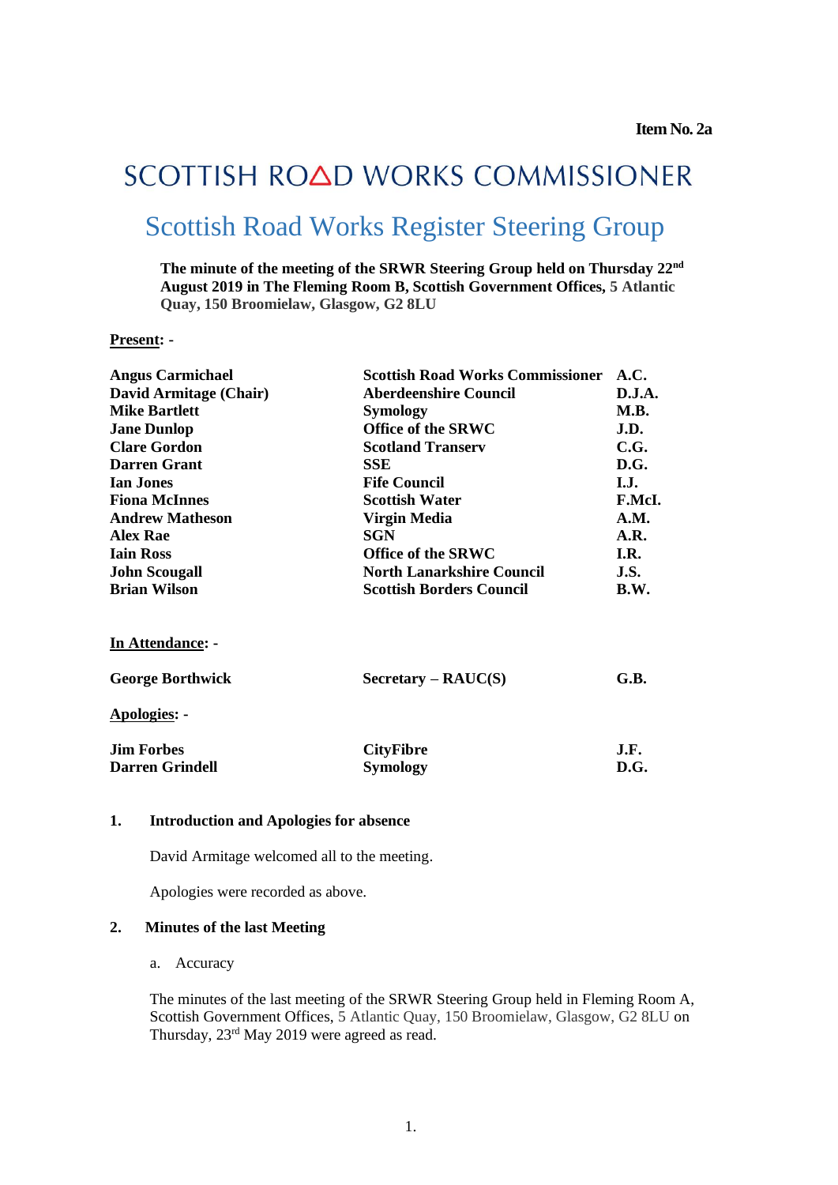**Item No. 2a**

# SCOTTISH ROAD WORKS COMMISSIONER

## Scottish Road Works Register Steering Group

**The minute of the meeting of the SRWR Steering Group held on Thursday 22nd August 2019 in The Fleming Room B, Scottish Government Offices, 5 Atlantic Quay, 150 Broomielaw, Glasgow, G2 8LU**

**Present: -**

| | | |
|---|---|---|
| **Angus Carmichael** | **Scottish Road Works Commissioner** | **A.C.** |
| **David Armitage (Chair)** | **Aberdeenshire Council** | **D.J.A.** |
| **Mike Bartlett** | **Symology** | **M.B.** |
| **Jane Dunlop** | **Office of the SRWC** | **J.D.** |
| **Clare Gordon** | **Scotland Transerv** | **C.G.** |
| **Darren Grant** | **SSE** | **D.G.** |
| **Ian Jones** | **Fife Council** | **I.J.** |
| **Fiona McInnes** | **Scottish Water** | **F.McI.** |
| **Andrew Matheson** | **Virgin Media** | **A.M.** |
| **Alex Rae** | **SGN** | **A.R.** |
| **Iain Ross** | **Office of the SRWC** | **I.R.** |
| **John Scougall** | **North Lanarkshire Council** | **J.S.** |
| **Brian Wilson** | **Scottish Borders Council** | **B.W.** |

**In Attendance: -**

| | | |
|---|---|---|
| **George Borthwick** | **Secretary – RAUC(S)** | **G.B.** |

**Apologies: -**

| | | |
|---|---|---|
| **Jim Forbes** | **CityFibre** | **J.F.** |
| **Darren Grindell** | **Symology** | **D.G.** |

### 1. Introduction and Apologies for absence

David Armitage welcomed all to the meeting.

Apologies were recorded as above.

### 2. Minutes of the last Meeting

a. Accuracy

The minutes of the last meeting of the SRWR Steering Group held in Fleming Room A, Scottish Government Offices, 5 Atlantic Quay, 150 Broomielaw, Glasgow, G2 8LU on Thursday, 23rd May 2019 were agreed as read.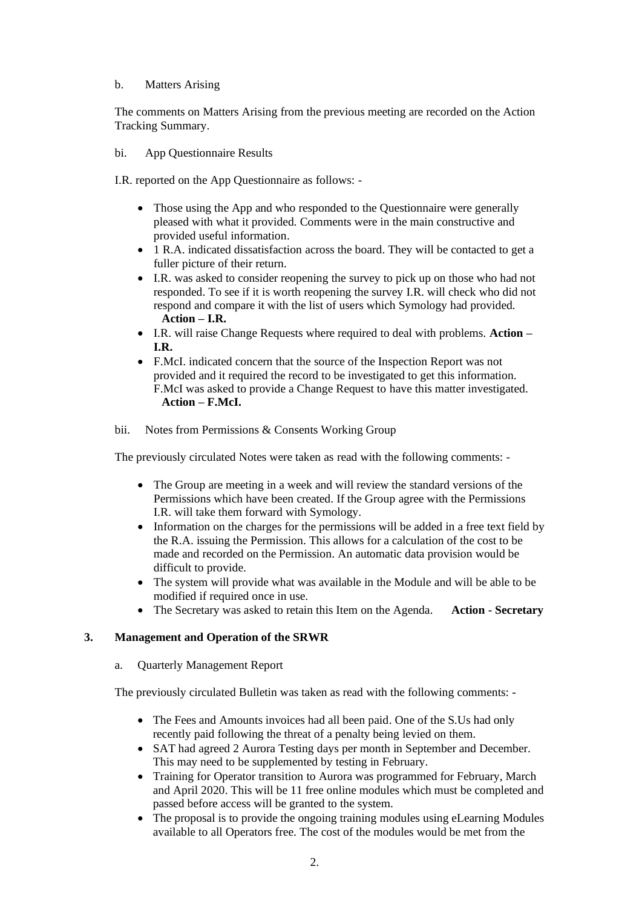b. Matters Arising

The comments on Matters Arising from the previous meeting are recorded on the Action Tracking Summary.

bi. App Questionnaire Results

I.R. reported on the App Questionnaire as follows: -

- Those using the App and who responded to the Questionnaire were generally pleased with what it provided. Comments were in the main constructive and provided useful information.
- 1 R.A. indicated dissatisfaction across the board. They will be contacted to get a fuller picture of their return.
- I.R. was asked to consider reopening the survey to pick up on those who had not responded. To see if it is worth reopening the survey I.R. will check who did not respond and compare it with the list of users which Symology had provided. **Action – I.R.**
- I.R. will raise Change Requests where required to deal with problems. **Action – I.R.**
- F.McI. indicated concern that the source of the Inspection Report was not provided and it required the record to be investigated to get this information. F.McI was asked to provide a Change Request to have this matter investigated. **Action – F.McI.**

bii. Notes from Permissions & Consents Working Group

The previously circulated Notes were taken as read with the following comments: -

- The Group are meeting in a week and will review the standard versions of the Permissions which have been created. If the Group agree with the Permissions I.R. will take them forward with Symology.
- Information on the charges for the permissions will be added in a free text field by the R.A. issuing the Permission. This allows for a calculation of the cost to be made and recorded on the Permission. An automatic data provision would be difficult to provide.
- The system will provide what was available in the Module and will be able to be modified if required once in use.
- The Secretary was asked to retain this Item on the Agenda. **Action - Secretary**

## 3. Management and Operation of the SRWR

a. Quarterly Management Report

The previously circulated Bulletin was taken as read with the following comments: -

- The Fees and Amounts invoices had all been paid. One of the S.Us had only recently paid following the threat of a penalty being levied on them.
- SAT had agreed 2 Aurora Testing days per month in September and December. This may need to be supplemented by testing in February.
- Training for Operator transition to Aurora was programmed for February, March and April 2020. This will be 11 free online modules which must be completed and passed before access will be granted to the system.
- The proposal is to provide the ongoing training modules using eLearning Modules available to all Operators free. The cost of the modules would be met from the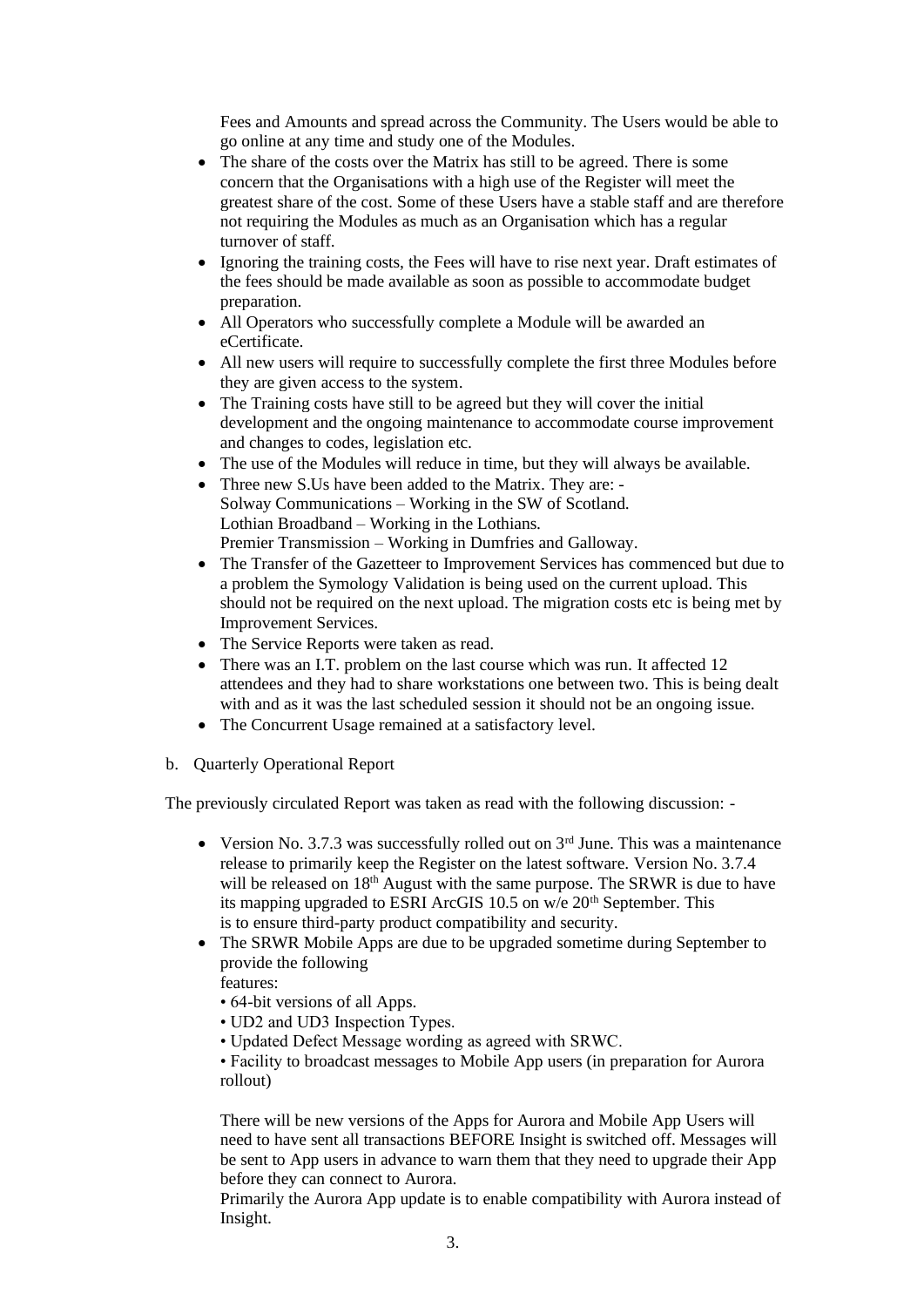Fees and Amounts and spread across the Community. The Users would be able to go online at any time and study one of the Modules.

- The share of the costs over the Matrix has still to be agreed. There is some concern that the Organisations with a high use of the Register will meet the greatest share of the cost. Some of these Users have a stable staff and are therefore not requiring the Modules as much as an Organisation which has a regular turnover of staff.
- Ignoring the training costs, the Fees will have to rise next year. Draft estimates of the fees should be made available as soon as possible to accommodate budget preparation.
- All Operators who successfully complete a Module will be awarded an eCertificate.
- All new users will require to successfully complete the first three Modules before they are given access to the system.
- The Training costs have still to be agreed but they will cover the initial development and the ongoing maintenance to accommodate course improvement and changes to codes, legislation etc.
- The use of the Modules will reduce in time, but they will always be available.
- Three new S.Us have been added to the Matrix. They are: -
  Solway Communications – Working in the SW of Scotland.
  Lothian Broadband – Working in the Lothians.
  Premier Transmission – Working in Dumfries and Galloway.
- The Transfer of the Gazetteer to Improvement Services has commenced but due to a problem the Symology Validation is being used on the current upload. This should not be required on the next upload. The migration costs etc is being met by Improvement Services.
- The Service Reports were taken as read.
- There was an I.T. problem on the last course which was run. It affected 12 attendees and they had to share workstations one between two. This is being dealt with and as it was the last scheduled session it should not be an ongoing issue.
- The Concurrent Usage remained at a satisfactory level.

b. Quarterly Operational Report

The previously circulated Report was taken as read with the following discussion: -

- Version No. 3.7.3 was successfully rolled out on 3rd June. This was a maintenance release to primarily keep the Register on the latest software. Version No. 3.7.4 will be released on 18th August with the same purpose. The SRWR is due to have its mapping upgraded to ESRI ArcGIS 10.5 on w/e 20th September. This is to ensure third-party product compatibility and security.
- The SRWR Mobile Apps are due to be upgraded sometime during September to provide the following features:
  - 64-bit versions of all Apps.
  - UD2 and UD3 Inspection Types.
  - Updated Defect Message wording as agreed with SRWC.
  - Facility to broadcast messages to Mobile App users (in preparation for Aurora rollout)

  There will be new versions of the Apps for Aurora and Mobile App Users will need to have sent all transactions BEFORE Insight is switched off. Messages will be sent to App users in advance to warn them that they need to upgrade their App before they can connect to Aurora.

  Primarily the Aurora App update is to enable compatibility with Aurora instead of Insight.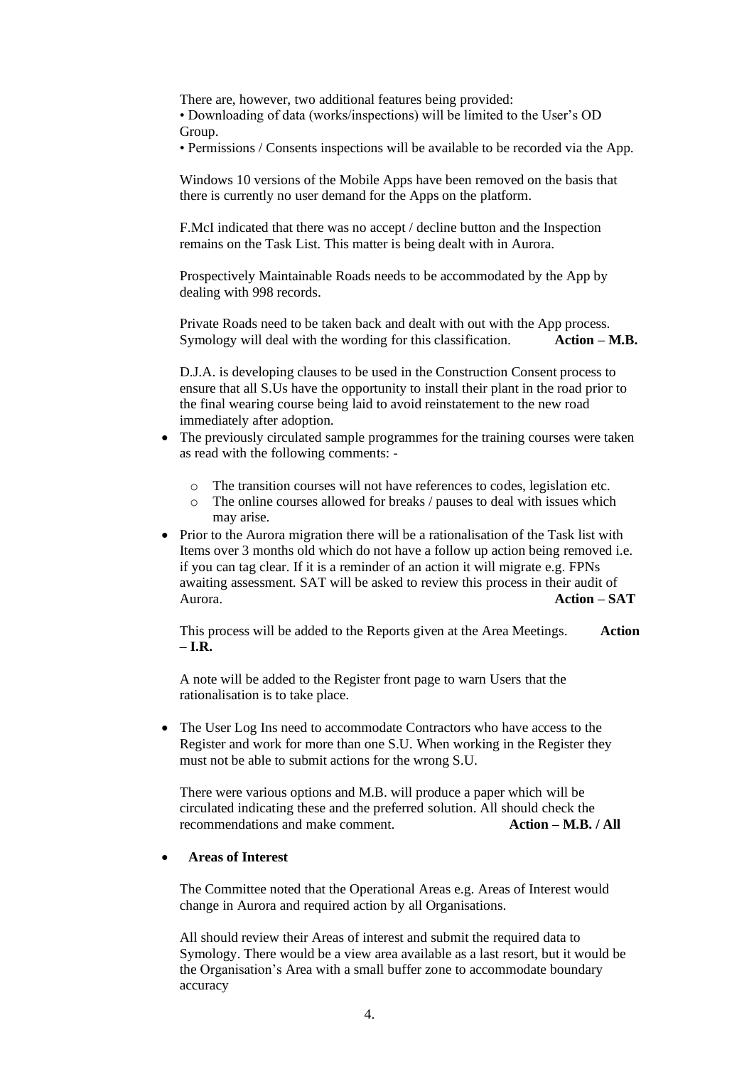There are, however, two additional features being provided:

• Downloading of data (works/inspections) will be limited to the User's OD Group.

• Permissions / Consents inspections will be available to be recorded via the App.

Windows 10 versions of the Mobile Apps have been removed on the basis that there is currently no user demand for the Apps on the platform.

F.McI indicated that there was no accept / decline button and the Inspection remains on the Task List. This matter is being dealt with in Aurora.

Prospectively Maintainable Roads needs to be accommodated by the App by dealing with 998 records.

Private Roads need to be taken back and dealt with out with the App process. Symology will deal with the wording for this classification. **Action – M.B.**

D.J.A. is developing clauses to be used in the Construction Consent process to ensure that all S.Us have the opportunity to install their plant in the road prior to the final wearing course being laid to avoid reinstatement to the new road immediately after adoption.

- The previously circulated sample programmes for the training courses were taken as read with the following comments: -
  - The transition courses will not have references to codes, legislation etc.
  - The online courses allowed for breaks / pauses to deal with issues which may arise.
- Prior to the Aurora migration there will be a rationalisation of the Task list with Items over 3 months old which do not have a follow up action being removed i.e. if you can tag clear. If it is a reminder of an action it will migrate e.g. FPNs awaiting assessment. SAT will be asked to review this process in their audit of Aurora. **Action – SAT**

  This process will be added to the Reports given at the Area Meetings. **Action – I.R.**

  A note will be added to the Register front page to warn Users that the rationalisation is to take place.

- The User Log Ins need to accommodate Contractors who have access to the Register and work for more than one S.U. When working in the Register they must not be able to submit actions for the wrong S.U.

  There were various options and M.B. will produce a paper which will be circulated indicating these and the preferred solution. All should check the recommendations and make comment. **Action – M.B. / All**

- **Areas of Interest**

  The Committee noted that the Operational Areas e.g. Areas of Interest would change in Aurora and required action by all Organisations.

  All should review their Areas of interest and submit the required data to Symology. There would be a view area available as a last resort, but it would be the Organisation's Area with a small buffer zone to accommodate boundary accuracy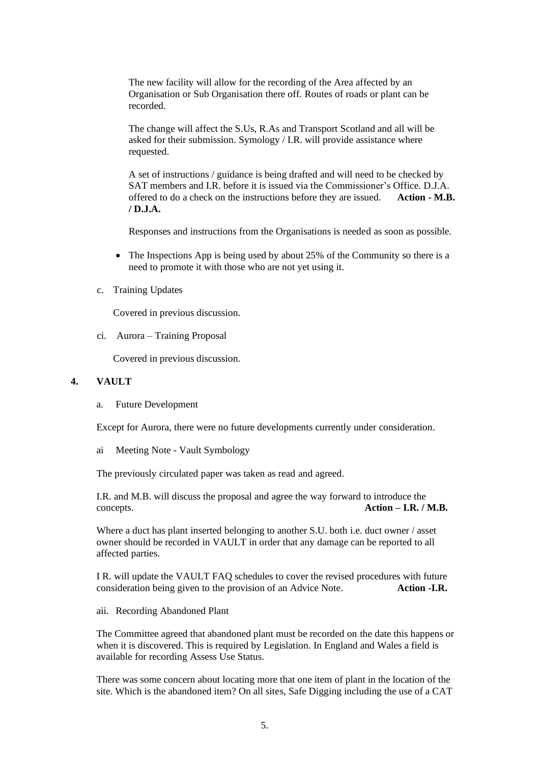The new facility will allow for the recording of the Area affected by an Organisation or Sub Organisation there off. Routes of roads or plant can be recorded.

The change will affect the S.Us, R.As and Transport Scotland and all will be asked for their submission. Symology / I.R. will provide assistance where requested.

A set of instructions / guidance is being drafted and will need to be checked by SAT members and I.R. before it is issued via the Commissioner's Office. D.J.A. offered to do a check on the instructions before they are issued. **Action - M.B. / D.J.A.**

Responses and instructions from the Organisations is needed as soon as possible.

- The Inspections App is being used by about 25% of the Community so there is a need to promote it with those who are not yet using it.

c. Training Updates

Covered in previous discussion.

ci. Aurora – Training Proposal

Covered in previous discussion.

## 4. VAULT

a. Future Development

Except for Aurora, there were no future developments currently under consideration.

ai Meeting Note - Vault Symbology

The previously circulated paper was taken as read and agreed.

I.R. and M.B. will discuss the proposal and agree the way forward to introduce the concepts. **Action – I.R. / M.B.**

Where a duct has plant inserted belonging to another S.U. both i.e. duct owner / asset owner should be recorded in VAULT in order that any damage can be reported to all affected parties.

I R. will update the VAULT FAQ schedules to cover the revised procedures with future consideration being given to the provision of an Advice Note. **Action -I.R.**

aii. Recording Abandoned Plant

The Committee agreed that abandoned plant must be recorded on the date this happens or when it is discovered. This is required by Legislation. In England and Wales a field is available for recording Assess Use Status.

There was some concern about locating more that one item of plant in the location of the site. Which is the abandoned item? On all sites, Safe Digging including the use of a CAT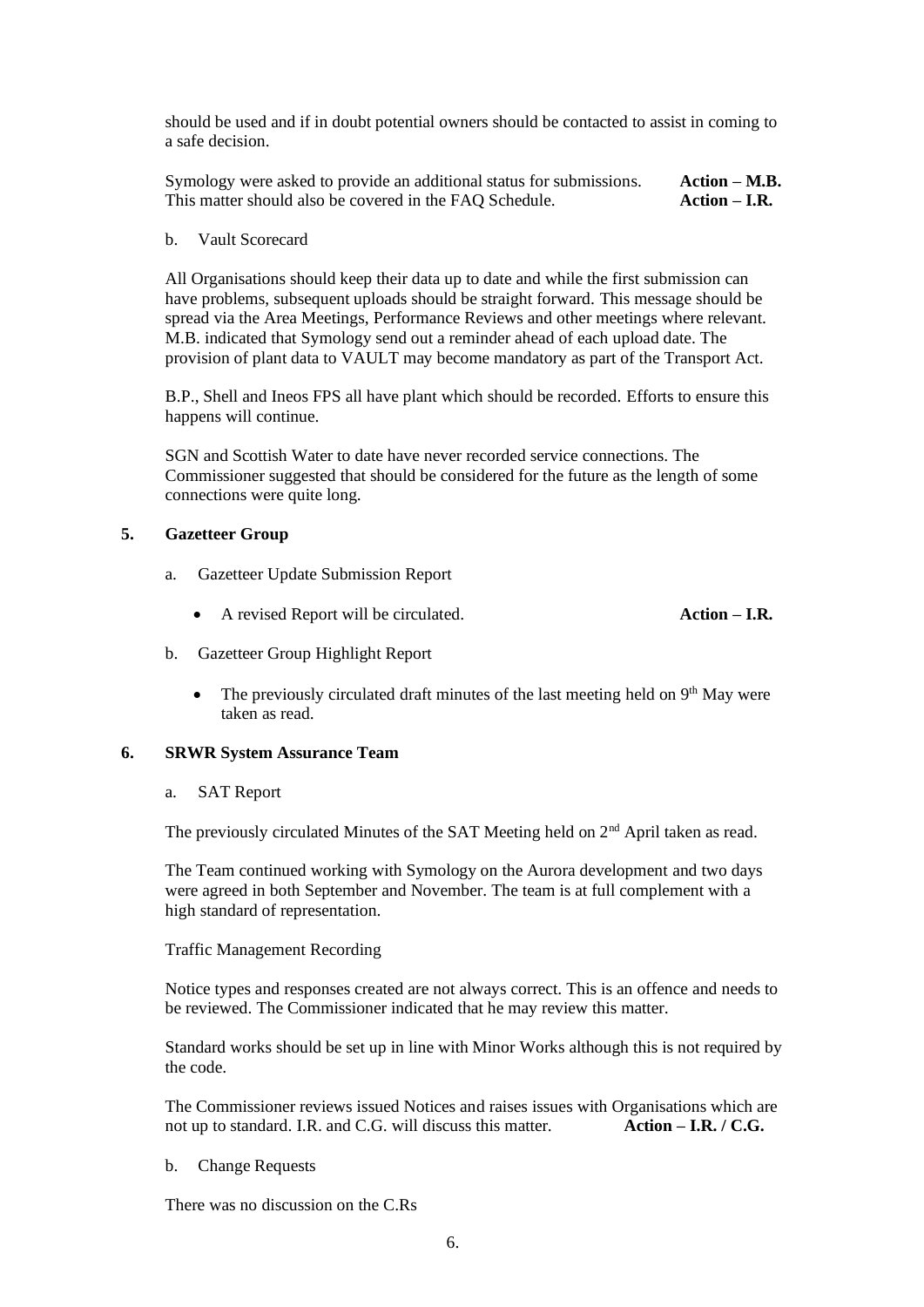should be used and if in doubt potential owners should be contacted to assist in coming to a safe decision.

Symology were asked to provide an additional status for submissions. **Action – M.B.**
This matter should also be covered in the FAQ Schedule. **Action – I.R.**

b. Vault Scorecard

All Organisations should keep their data up to date and while the first submission can have problems, subsequent uploads should be straight forward. This message should be spread via the Area Meetings, Performance Reviews and other meetings where relevant. M.B. indicated that Symology send out a reminder ahead of each upload date. The provision of plant data to VAULT may become mandatory as part of the Transport Act.

B.P., Shell and Ineos FPS all have plant which should be recorded. Efforts to ensure this happens will continue.

SGN and Scottish Water to date have never recorded service connections. The Commissioner suggested that should be considered for the future as the length of some connections were quite long.

## 5. Gazetteer Group

a. Gazetteer Update Submission Report

- A revised Report will be circulated. **Action – I.R.**

b. Gazetteer Group Highlight Report

- The previously circulated draft minutes of the last meeting held on 9th May were taken as read.

## 6. SRWR System Assurance Team

a. SAT Report

The previously circulated Minutes of the SAT Meeting held on 2nd April taken as read.

The Team continued working with Symology on the Aurora development and two days were agreed in both September and November. The team is at full complement with a high standard of representation.

Traffic Management Recording

Notice types and responses created are not always correct. This is an offence and needs to be reviewed. The Commissioner indicated that he may review this matter.

Standard works should be set up in line with Minor Works although this is not required by the code.

The Commissioner reviews issued Notices and raises issues with Organisations which are not up to standard. I.R. and C.G. will discuss this matter. **Action – I.R. / C.G.**

b. Change Requests

There was no discussion on the C.Rs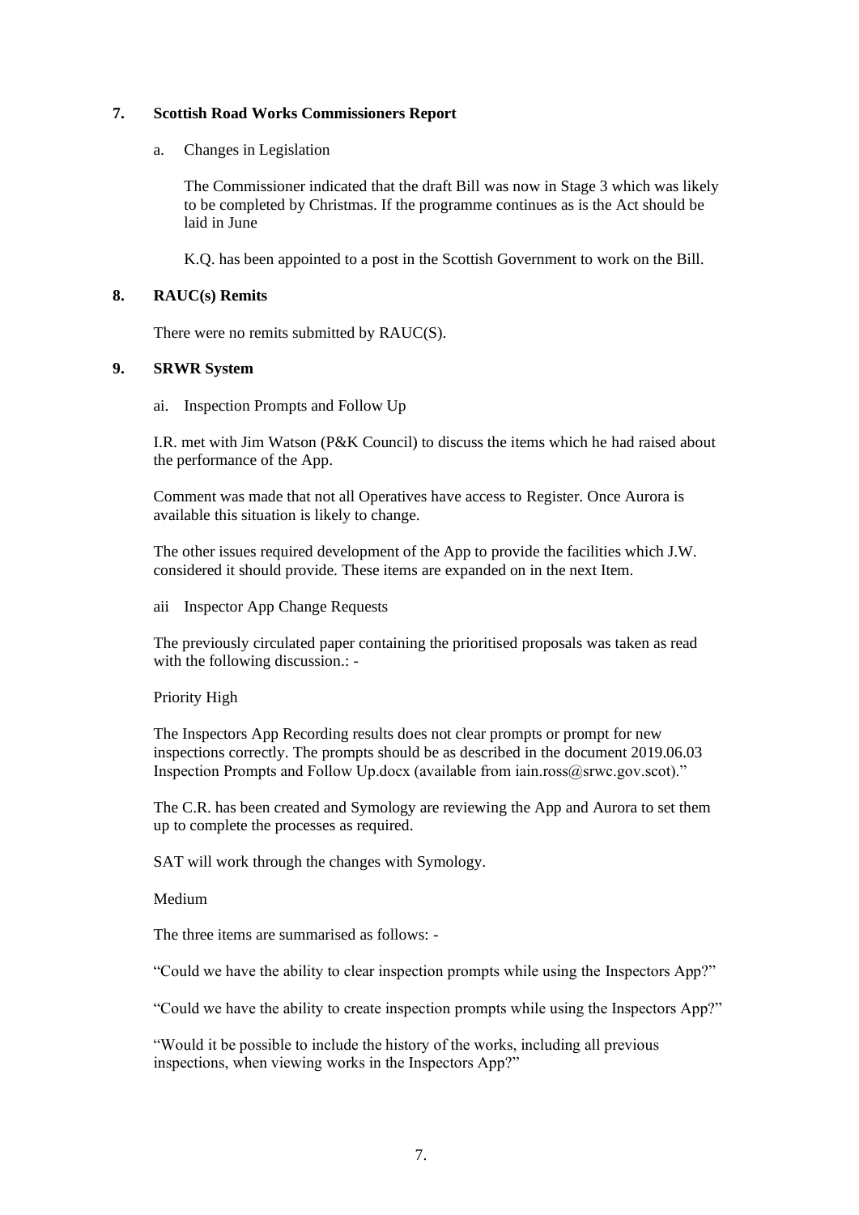## 7. Scottish Road Works Commissioners Report

a. Changes in Legislation

The Commissioner indicated that the draft Bill was now in Stage 3 which was likely to be completed by Christmas. If the programme continues as is the Act should be laid in June

K.Q. has been appointed to a post in the Scottish Government to work on the Bill.

## 8. RAUC(s) Remits

There were no remits submitted by RAUC(S).

## 9. SRWR System

ai. Inspection Prompts and Follow Up

I.R. met with Jim Watson (P&K Council) to discuss the items which he had raised about the performance of the App.

Comment was made that not all Operatives have access to Register. Once Aurora is available this situation is likely to change.

The other issues required development of the App to provide the facilities which J.W. considered it should provide. These items are expanded on in the next Item.

aii Inspector App Change Requests

The previously circulated paper containing the prioritised proposals was taken as read with the following discussion.: -

Priority High

The Inspectors App Recording results does not clear prompts or prompt for new inspections correctly. The prompts should be as described in the document 2019.06.03 Inspection Prompts and Follow Up.docx (available from iain.ross@srwc.gov.scot)."

The C.R. has been created and Symology are reviewing the App and Aurora to set them up to complete the processes as required.

SAT will work through the changes with Symology.

Medium

The three items are summarised as follows: -

"Could we have the ability to clear inspection prompts while using the Inspectors App?"

"Could we have the ability to create inspection prompts while using the Inspectors App?"

"Would it be possible to include the history of the works, including all previous inspections, when viewing works in the Inspectors App?"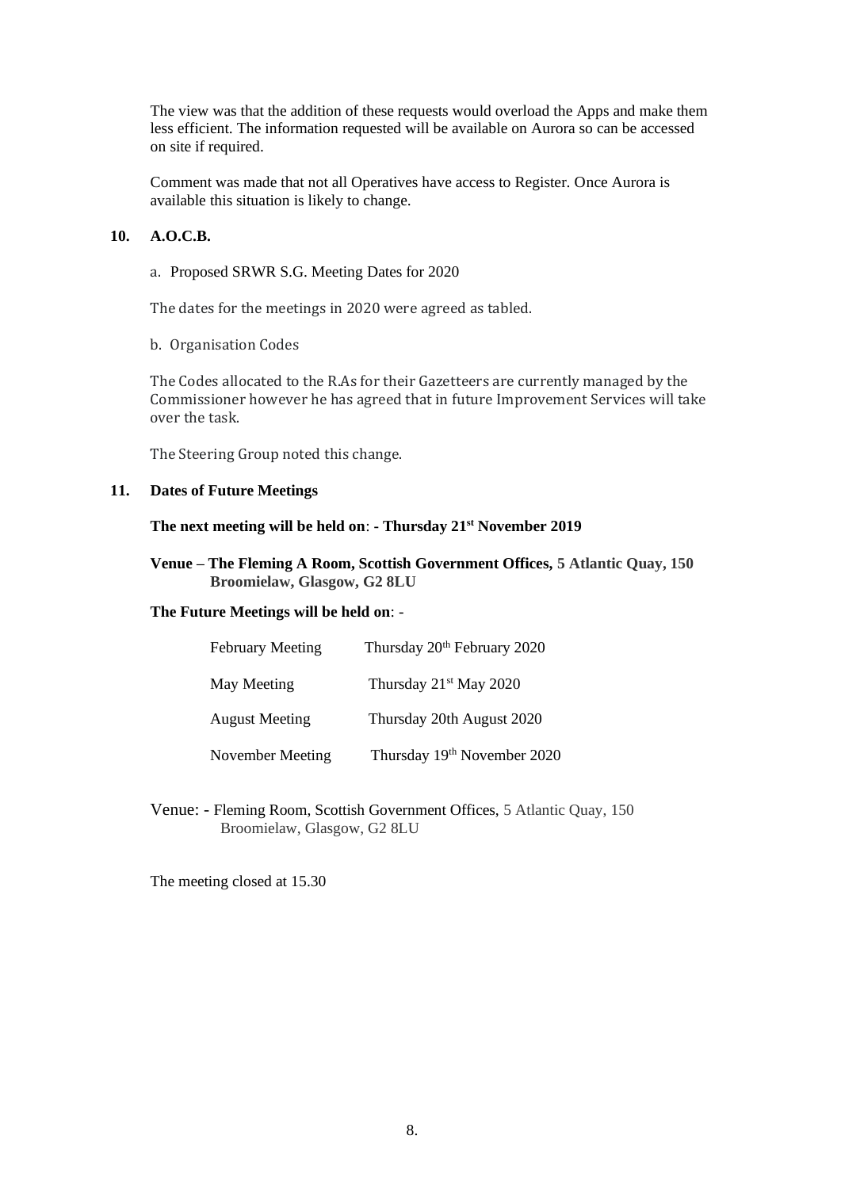The view was that the addition of these requests would overload the Apps and make them less efficient. The information requested will be available on Aurora so can be accessed on site if required.

Comment was made that not all Operatives have access to Register. Once Aurora is available this situation is likely to change.

## 10. A.O.C.B.

a. Proposed SRWR S.G. Meeting Dates for 2020

The dates for the meetings in 2020 were agreed as tabled.

b. Organisation Codes

The Codes allocated to the R.As for their Gazetteers are currently managed by the Commissioner however he has agreed that in future Improvement Services will take over the task.

The Steering Group noted this change.

## 11. Dates of Future Meetings

**The next meeting will be held on: - Thursday 21st November 2019**

**Venue – The Fleming A Room, Scottish Government Offices, 5 Atlantic Quay, 150 Broomielaw, Glasgow, G2 8LU**

**The Future Meetings will be held on: -**

| | |
|---|---|
| February Meeting | Thursday 20th February 2020 |
| May Meeting | Thursday 21st May 2020 |
| August Meeting | Thursday 20th August 2020 |
| November Meeting | Thursday 19th November 2020 |

Venue: - Fleming Room, Scottish Government Offices, 5 Atlantic Quay, 150 Broomielaw, Glasgow, G2 8LU

The meeting closed at 15.30